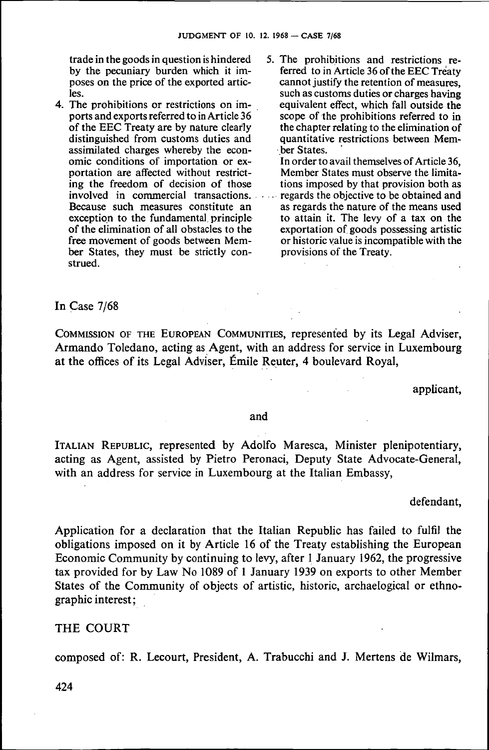trade in the goods in question is hindered by the pecuniary burden which it imposes on the price of the exported articles.

4. The prohibitions or restrictions on imports and exports referred to in Article 36 of the EEC Treaty are by nature clearly distinguished from customs duties and assimilated charges whereby the economic conditions of importation or exportation are affected without restricting the freedom of decision of those involved in commercial transactions. Because such measures constitute an exception to the fundamental principle of the elimination of all obstacles to the free movement of goods between Member States, they must be strictly construed.

5. The prohibitions and restrictions referred to in Article 36 of the EEC Treaty cannot justify the retention of measures, such as customs duties or charges having equivalent effect, which fall outside the scope of the prohibitions referred to in the chapter relating to the elimination of quantitative restrictions between Member States.

   In order to avail themselves of Article 36, Member States must observe the limitations imposed by that provision both as regards the objective to be obtained and as regards the nature of the means used to attain it. The levy of a tax on the exportation of goods possessing artistic or historic value is incompatible with the provisions of the Treaty.

In Case 7/68

COMMISSION OF THE EUROPEAN COMMUNITIES, represented by its Legal Adviser, Armando Toledano, acting as Agent, with an address for service in Luxembourg at the offices of its Legal Adviser, Émile Reuter, 4 boulevard Royal,

applicant,

and

ITALIAN REPUBLIC, represented by Adolfo Maresca, Minister plenipotentiary, acting as Agent, assisted by Pietro Peronaci, Deputy State Advocate-General, with an address for service in Luxembourg at the Italian Embassy,

defendant,

Application for a declaration that the Italian Republic has failed to fulfil the obligations imposed on it by Article 16 of the Treaty establishing the European Economic Community by continuing to levy, after 1 January 1962, the progressive tax provided for by Law No 1089 of 1 January 1939 on exports to other Member States of the Community of objects of artistic, historic, archaelogical or ethnographic interest;

THE COURT

composed of: R. Lecourt, President, A. Trabucchi and J. Mertens de Wilmars,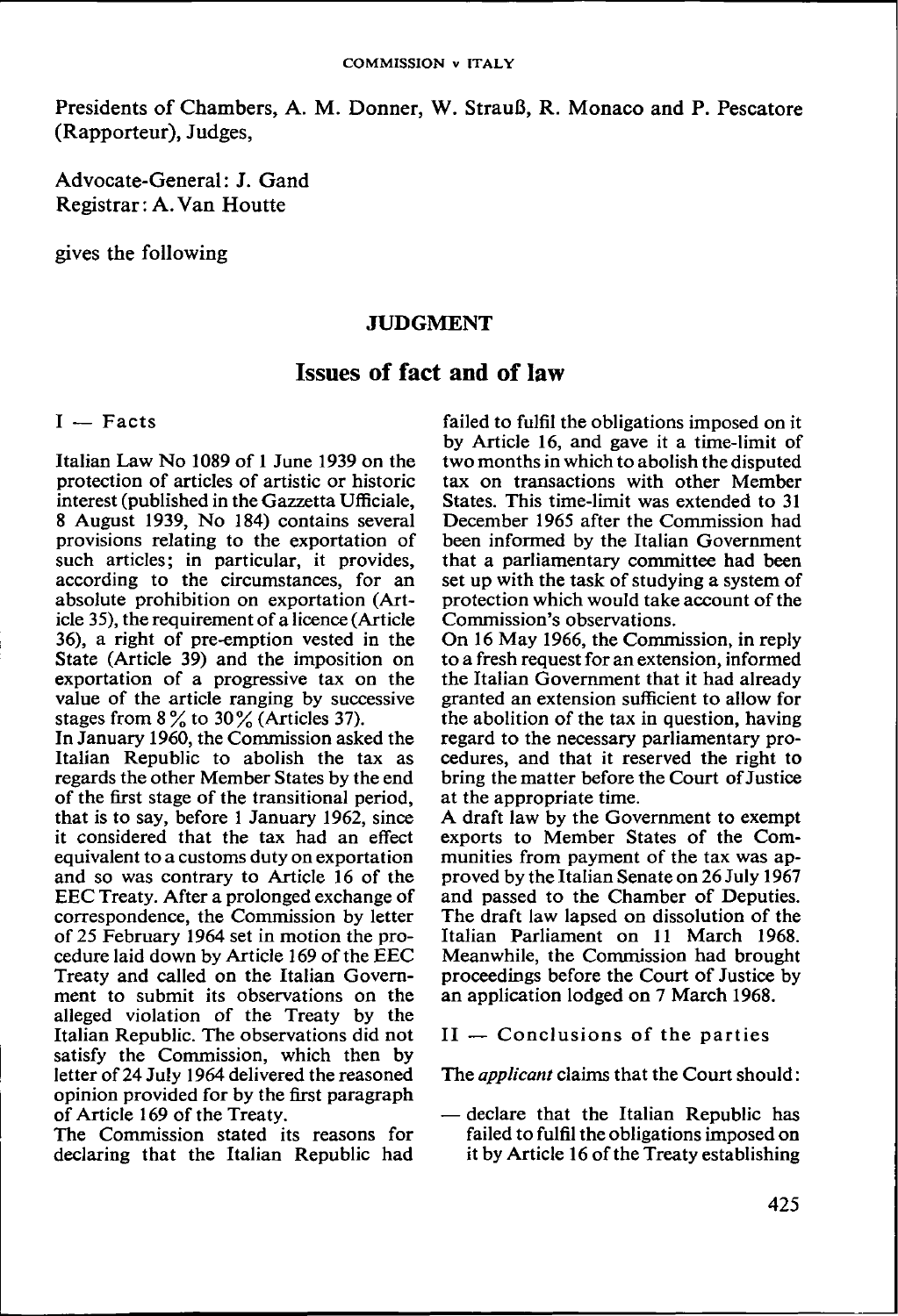Presidents of Chambers, A. M. Donner, W. Strauß, R. Monaco and P. Pescatore (Rapporteur), Judges,

Advocate-General: J. Gand
Registrar: A. Van Houtte

gives the following

## JUDGMENT

# Issues of fact and of law

### I — Facts

Italian Law No 1089 of 1 June 1939 on the protection of articles of artistic or historic interest (published in the Gazzetta Ufficiale, 8 August 1939, No 184) contains several provisions relating to the exportation of such articles; in particular, it provides, according to the circumstances, for an absolute prohibition on exportation (Article 35), the requirement of a licence (Article 36), a right of pre-emption vested in the State (Article 39) and the imposition on exportation of a progressive tax on the value of the article ranging by successive stages from 8% to 30% (Articles 37).

In January 1960, the Commission asked the Italian Republic to abolish the tax as regards the other Member States by the end of the first stage of the transitional period, that is to say, before 1 January 1962, since it considered that the tax had an effect equivalent to a customs duty on exportation and so was contrary to Article 16 of the EEC Treaty. After a prolonged exchange of correspondence, the Commission by letter of 25 February 1964 set in motion the procedure laid down by Article 169 of the EEC Treaty and called on the Italian Government to submit its observations on the alleged violation of the Treaty by the Italian Republic. The observations did not satisfy the Commission, which then by letter of 24 July 1964 delivered the reasoned opinion provided for by the first paragraph of Article 169 of the Treaty.

The Commission stated its reasons for declaring that the Italian Republic had failed to fulfil the obligations imposed on it by Article 16, and gave it a time-limit of two months in which to abolish the disputed tax on transactions with other Member States. This time-limit was extended to 31 December 1965 after the Commission had been informed by the Italian Government that a parliamentary committee had been set up with the task of studying a system of protection which would take account of the Commission's observations.

On 16 May 1966, the Commission, in reply to a fresh request for an extension, informed the Italian Government that it had already granted an extension sufficient to allow for the abolition of the tax in question, having regard to the necessary parliamentary procedures, and that it reserved the right to bring the matter before the Court of Justice at the appropriate time.

A draft law by the Government to exempt exports to Member States of the Communities from payment of the tax was approved by the Italian Senate on 26 July 1967 and passed to the Chamber of Deputies. The draft law lapsed on dissolution of the Italian Parliament on 11 March 1968. Meanwhile, the Commission had brought proceedings before the Court of Justice by an application lodged on 7 March 1968.

### II — Conclusions of the parties

The *applicant* claims that the Court should:

— declare that the Italian Republic has failed to fulfil the obligations imposed on it by Article 16 of the Treaty establishing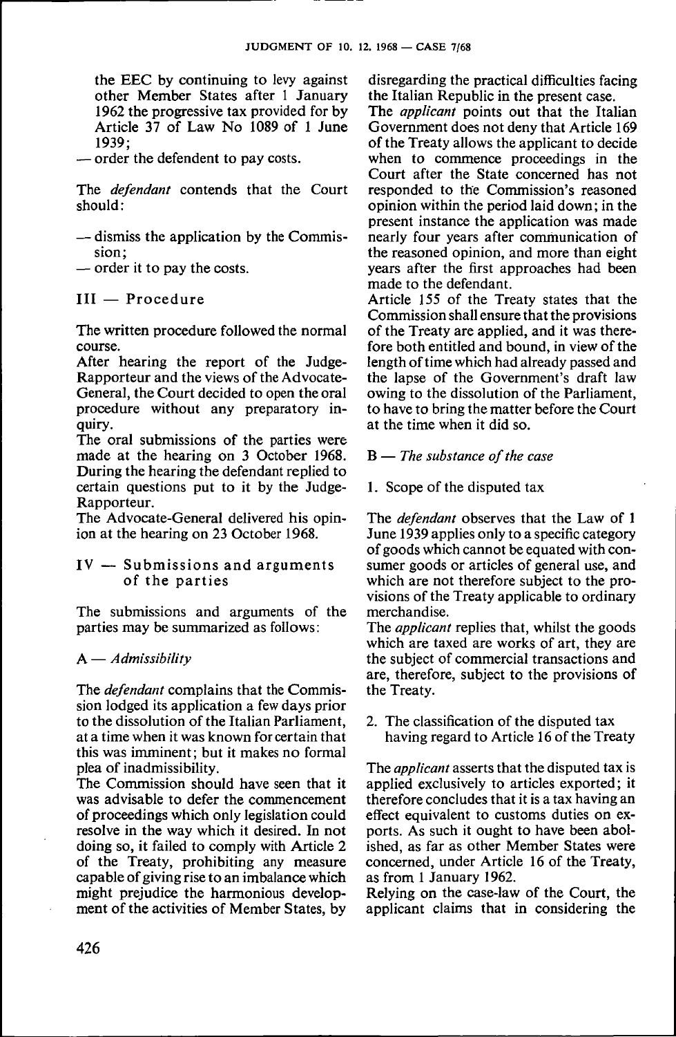the EEC by continuing to levy against other Member States after 1 January 1962 the progressive tax provided for by Article 37 of Law No 1089 of 1 June 1939;

— order the defendent to pay costs.

The *defendant* contends that the Court should:

— dismiss the application by the Commission;
— order it to pay the costs.

## III — Procedure

The written procedure followed the normal course.

After hearing the report of the Judge-Rapporteur and the views of the Advocate-General, the Court decided to open the oral procedure without any preparatory inquiry.

The oral submissions of the parties were made at the hearing on 3 October 1968. During the hearing the defendant replied to certain questions put to it by the Judge-Rapporteur.

The Advocate-General delivered his opinion at the hearing on 23 October 1968.

## IV — Submissions and arguments of the parties

The submissions and arguments of the parties may be summarized as follows:

### A — *Admissibility*

The *defendant* complains that the Commission lodged its application a few days prior to the dissolution of the Italian Parliament, at a time when it was known for certain that this was imminent; but it makes no formal plea of inadmissibility.

The Commission should have seen that it was advisable to defer the commencement of proceedings which only legislation could resolve in the way which it desired. In not doing so, it failed to comply with Article 2 of the Treaty, prohibiting any measure capable of giving rise to an imbalance which might prejudice the harmonious development of the activities of Member States, by disregarding the practical difficulties facing the Italian Republic in the present case.

The *applicant* points out that the Italian Government does not deny that Article 169 of the Treaty allows the applicant to decide when to commence proceedings in the Court after the State concerned has not responded to the Commission's reasoned opinion within the period laid down; in the present instance the application was made nearly four years after communication of the reasoned opinion, and more than eight years after the first approaches had been made to the defendant.

Article 155 of the Treaty states that the Commission shall ensure that the provisions of the Treaty are applied, and it was therefore both entitled and bound, in view of the length of time which had already passed and the lapse of the Government's draft law owing to the dissolution of the Parliament, to have to bring the matter before the Court at the time when it did so.

### B — *The substance of the case*

1. Scope of the disputed tax

The *defendant* observes that the Law of 1 June 1939 applies only to a specific category of goods which cannot be equated with consumer goods or articles of general use, and which are not therefore subject to the provisions of the Treaty applicable to ordinary merchandise.

The *applicant* replies that, whilst the goods which are taxed are works of art, they are the subject of commercial transactions and are, therefore, subject to the provisions of the Treaty.

2. The classification of the disputed tax having regard to Article 16 of the Treaty

The *applicant* asserts that the disputed tax is applied exclusively to articles exported; it therefore concludes that it is a tax having an effect equivalent to customs duties on exports. As such it ought to have been abolished, as far as other Member States were concerned, under Article 16 of the Treaty, as from 1 January 1962.

Relying on the case-law of the Court, the applicant claims that in considering the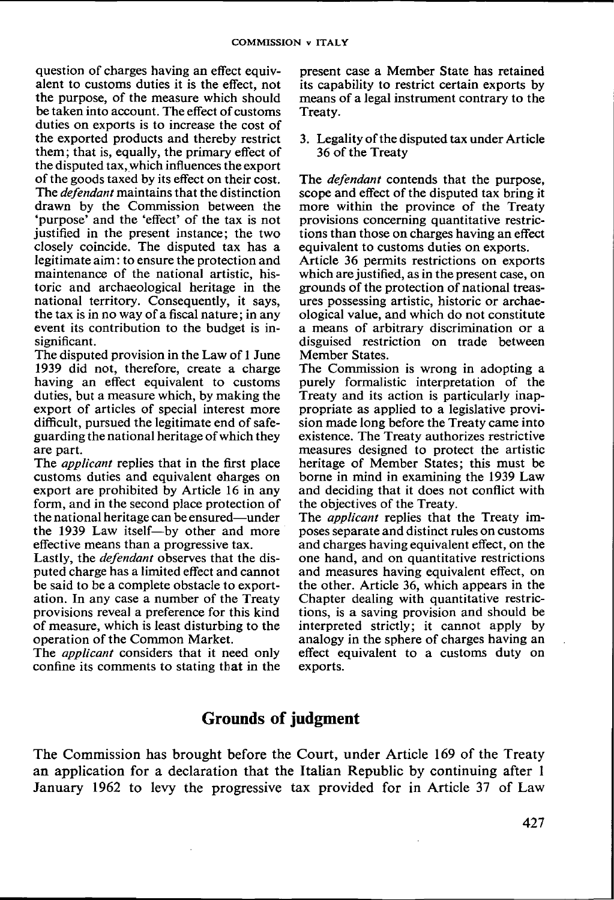question of charges having an effect equivalent to customs duties it is the effect, not the purpose, of the measure which should be taken into account. The effect of customs duties on exports is to increase the cost of the exported products and thereby restrict them; that is, equally, the primary effect of the disputed tax, which influences the export of the goods taxed by its effect on their cost.

The *defendant* maintains that the distinction drawn by the Commission between the 'purpose' and the 'effect' of the tax is not justified in the present instance; the two closely coincide. The disputed tax has a legitimate aim: to ensure the protection and maintenance of the national artistic, historic and archaeological heritage in the national territory. Consequently, it says, the tax is in no way of a fiscal nature; in any event its contribution to the budget is insignificant.

The disputed provision in the Law of 1 June 1939 did not, therefore, create a charge having an effect equivalent to customs duties, but a measure which, by making the export of articles of special interest more difficult, pursued the legitimate end of safeguarding the national heritage of which they are part.

The *applicant* replies that in the first place customs duties and equivalent charges on export are prohibited by Article 16 in any form, and in the second place protection of the national heritage can be ensured—under the 1939 Law itself—by other and more effective means than a progressive tax.

Lastly, the *defendant* observes that the disputed charge has a limited effect and cannot be said to be a complete obstacle to exportation. In any case a number of the Treaty provisions reveal a preference for this kind of measure, which is least disturbing to the operation of the Common Market.

The *applicant* considers that it need only confine its comments to stating that in the present case a Member State has retained its capability to restrict certain exports by means of a legal instrument contrary to the Treaty.

3. Legality of the disputed tax under Article 36 of the Treaty

The *defendant* contends that the purpose, scope and effect of the disputed tax bring it more within the province of the Treaty provisions concerning quantitative restrictions than those on charges having an effect equivalent to customs duties on exports.

Article 36 permits restrictions on exports which are justified, as in the present case, on grounds of the protection of national treasures possessing artistic, historic or archaeological value, and which do not constitute a means of arbitrary discrimination or a disguised restriction on trade between Member States.

The Commission is wrong in adopting a purely formalistic interpretation of the Treaty and its action is particularly inappropriate as applied to a legislative provision made long before the Treaty came into existence. The Treaty authorizes restrictive measures designed to protect the artistic heritage of Member States; this must be borne in mind in examining the 1939 Law and deciding that it does not conflict with the objectives of the Treaty.

The *applicant* replies that the Treaty imposes separate and distinct rules on customs and charges having equivalent effect, on the one hand, and on quantitative restrictions and measures having equivalent effect, on the other. Article 36, which appears in the Chapter dealing with quantitative restrictions, is a saving provision and should be interpreted strictly; it cannot apply by analogy in the sphere of charges having an effect equivalent to a customs duty on exports.

## Grounds of judgment

The Commission has brought before the Court, under Article 169 of the Treaty an application for a declaration that the Italian Republic by continuing after 1 January 1962 to levy the progressive tax provided for in Article 37 of Law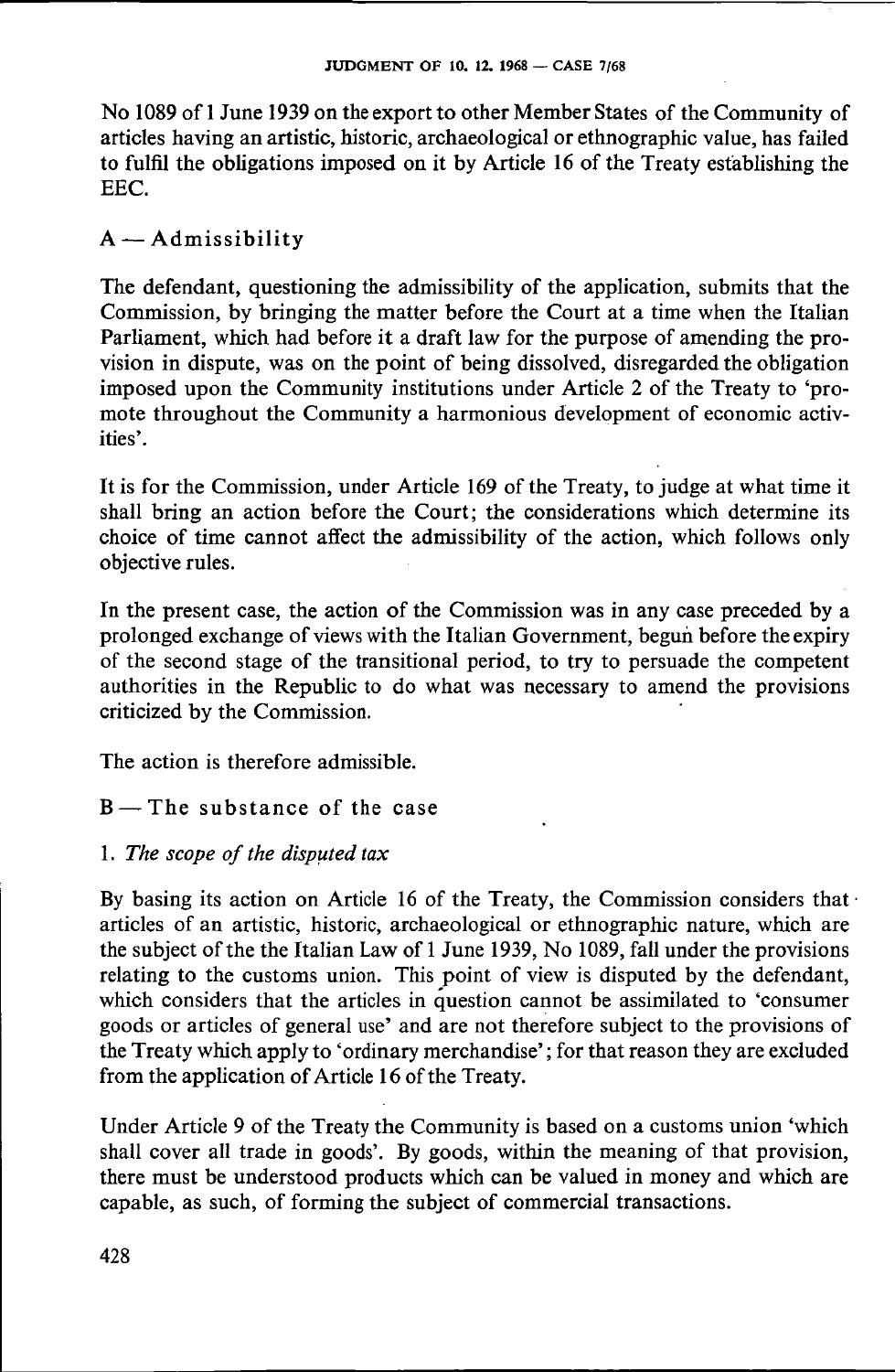No 1089 of 1 June 1939 on the export to other Member States of the Community of articles having an artistic, historic, archaeological or ethnographic value, has failed to fulfil the obligations imposed on it by Article 16 of the Treaty establishing the EEC.

## A — Admissibility

The defendant, questioning the admissibility of the application, submits that the Commission, by bringing the matter before the Court at a time when the Italian Parliament, which had before it a draft law for the purpose of amending the provision in dispute, was on the point of being dissolved, disregarded the obligation imposed upon the Community institutions under Article 2 of the Treaty to 'promote throughout the Community a harmonious development of economic activities'.

It is for the Commission, under Article 169 of the Treaty, to judge at what time it shall bring an action before the Court; the considerations which determine its choice of time cannot affect the admissibility of the action, which follows only objective rules.

In the present case, the action of the Commission was in any case preceded by a prolonged exchange of views with the Italian Government, begun before the expiry of the second stage of the transitional period, to try to persuade the competent authorities in the Republic to do what was necessary to amend the provisions criticized by the Commission.

The action is therefore admissible.

## B — The substance of the case

### 1. *The scope of the disputed tax*

By basing its action on Article 16 of the Treaty, the Commission considers that articles of an artistic, historic, archaeological or ethnographic nature, which are the subject of the the Italian Law of 1 June 1939, No 1089, fall under the provisions relating to the customs union. This point of view is disputed by the defendant, which considers that the articles in question cannot be assimilated to 'consumer goods or articles of general use' and are not therefore subject to the provisions of the Treaty which apply to 'ordinary merchandise'; for that reason they are excluded from the application of Article 16 of the Treaty.

Under Article 9 of the Treaty the Community is based on a customs union 'which shall cover all trade in goods'. By goods, within the meaning of that provision, there must be understood products which can be valued in money and which are capable, as such, of forming the subject of commercial transactions.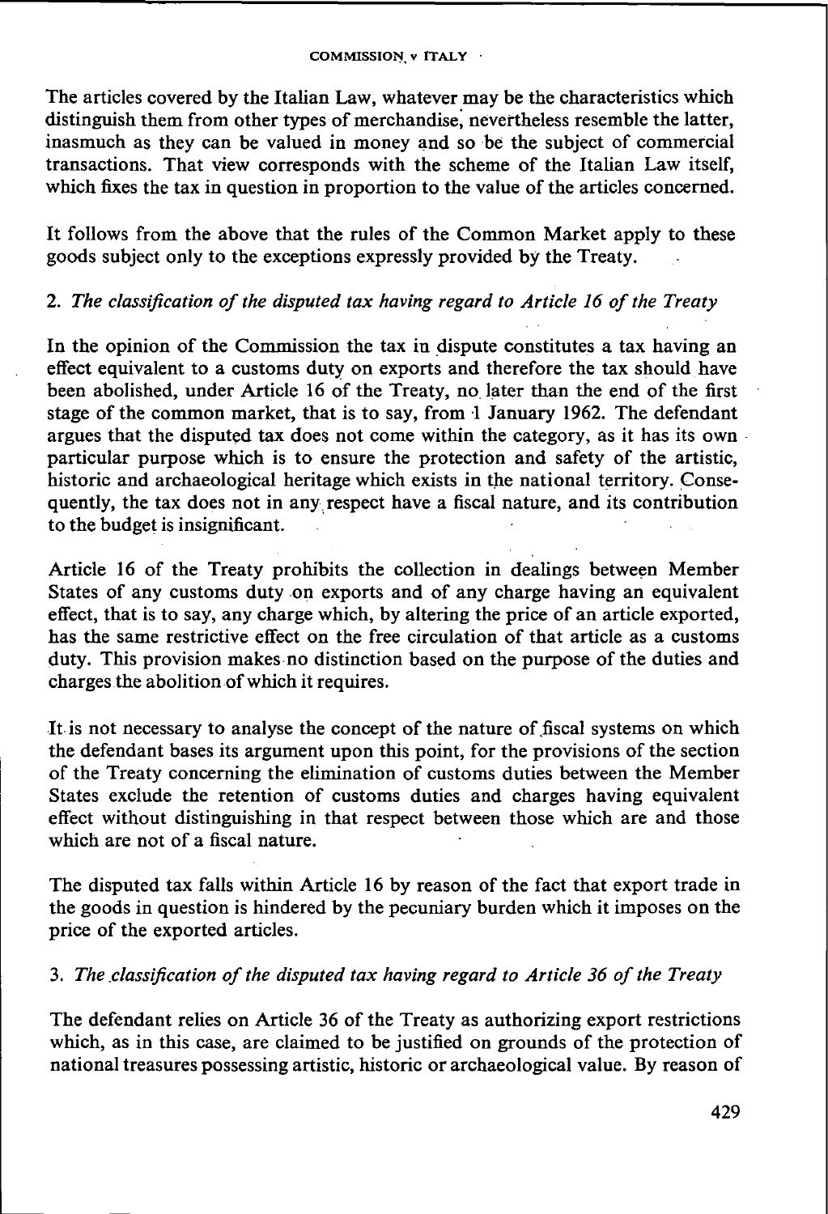The articles covered by the Italian Law, whatever may be the characteristics which distinguish them from other types of merchandise, nevertheless resemble the latter, inasmuch as they can be valued in money and so be the subject of commercial transactions. That view corresponds with the scheme of the Italian Law itself, which fixes the tax in question in proportion to the value of the articles concerned.

It follows from the above that the rules of the Common Market apply to these goods subject only to the exceptions expressly provided by the Treaty.

2. *The classification of the disputed tax having regard to Article 16 of the Treaty*

In the opinion of the Commission the tax in dispute constitutes a tax having an effect equivalent to a customs duty on exports and therefore the tax should have been abolished, under Article 16 of the Treaty, no later than the end of the first stage of the common market, that is to say, from 1 January 1962. The defendant argues that the disputed tax does not come within the category, as it has its own particular purpose which is to ensure the protection and safety of the artistic, historic and archaeological heritage which exists in the national territory. Consequently, the tax does not in any respect have a fiscal nature, and its contribution to the budget is insignificant.

Article 16 of the Treaty prohibits the collection in dealings between Member States of any customs duty on exports and of any charge having an equivalent effect, that is to say, any charge which, by altering the price of an article exported, has the same restrictive effect on the free circulation of that article as a customs duty. This provision makes no distinction based on the purpose of the duties and charges the abolition of which it requires.

It is not necessary to analyse the concept of the nature of fiscal systems on which the defendant bases its argument upon this point, for the provisions of the section of the Treaty concerning the elimination of customs duties between the Member States exclude the retention of customs duties and charges having equivalent effect without distinguishing in that respect between those which are and those which are not of a fiscal nature.

The disputed tax falls within Article 16 by reason of the fact that export trade in the goods in question is hindered by the pecuniary burden which it imposes on the price of the exported articles.

3. *The classification of the disputed tax having regard to Article 36 of the Treaty*

The defendant relies on Article 36 of the Treaty as authorizing export restrictions which, as in this case, are claimed to be justified on grounds of the protection of national treasures possessing artistic, historic or archaeological value. By reason of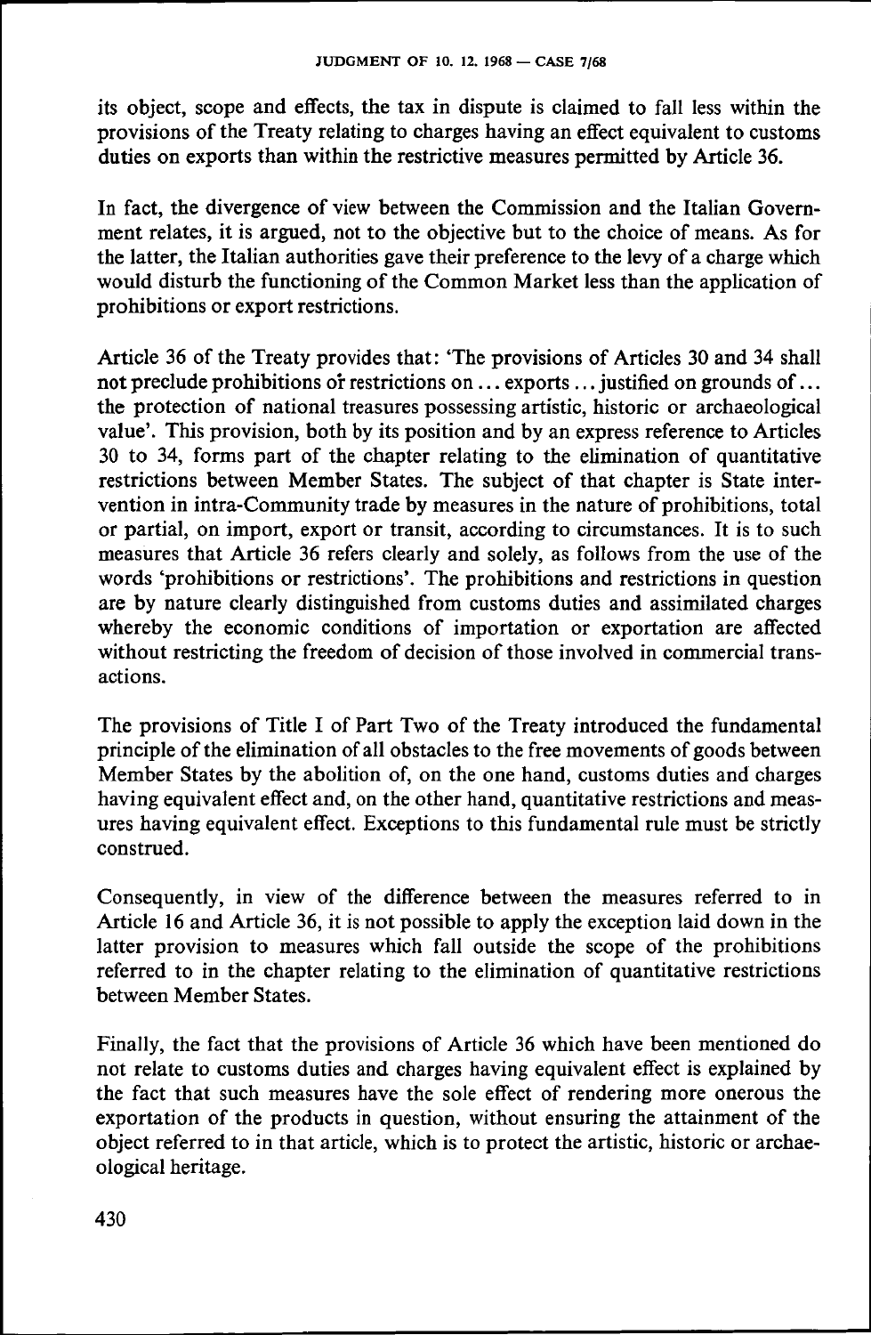its object, scope and effects, the tax in dispute is claimed to fall less within the provisions of the Treaty relating to charges having an effect equivalent to customs duties on exports than within the restrictive measures permitted by Article 36.

In fact, the divergence of view between the Commission and the Italian Government relates, it is argued, not to the objective but to the choice of means. As for the latter, the Italian authorities gave their preference to the levy of a charge which would disturb the functioning of the Common Market less than the application of prohibitions or export restrictions.

Article 36 of the Treaty provides that: 'The provisions of Articles 30 and 34 shall not preclude prohibitions or restrictions on ... exports ... justified on grounds of ... the protection of national treasures possessing artistic, historic or archaeological value'. This provision, both by its position and by an express reference to Articles 30 to 34, forms part of the chapter relating to the elimination of quantitative restrictions between Member States. The subject of that chapter is State intervention in intra-Community trade by measures in the nature of prohibitions, total or partial, on import, export or transit, according to circumstances. It is to such measures that Article 36 refers clearly and solely, as follows from the use of the words 'prohibitions or restrictions'. The prohibitions and restrictions in question are by nature clearly distinguished from customs duties and assimilated charges whereby the economic conditions of importation or exportation are affected without restricting the freedom of decision of those involved in commercial transactions.

The provisions of Title I of Part Two of the Treaty introduced the fundamental principle of the elimination of all obstacles to the free movements of goods between Member States by the abolition of, on the one hand, customs duties and charges having equivalent effect and, on the other hand, quantitative restrictions and measures having equivalent effect. Exceptions to this fundamental rule must be strictly construed.

Consequently, in view of the difference between the measures referred to in Article 16 and Article 36, it is not possible to apply the exception laid down in the latter provision to measures which fall outside the scope of the prohibitions referred to in the chapter relating to the elimination of quantitative restrictions between Member States.

Finally, the fact that the provisions of Article 36 which have been mentioned do not relate to customs duties and charges having equivalent effect is explained by the fact that such measures have the sole effect of rendering more onerous the exportation of the products in question, without ensuring the attainment of the object referred to in that article, which is to protect the artistic, historic or archaeological heritage.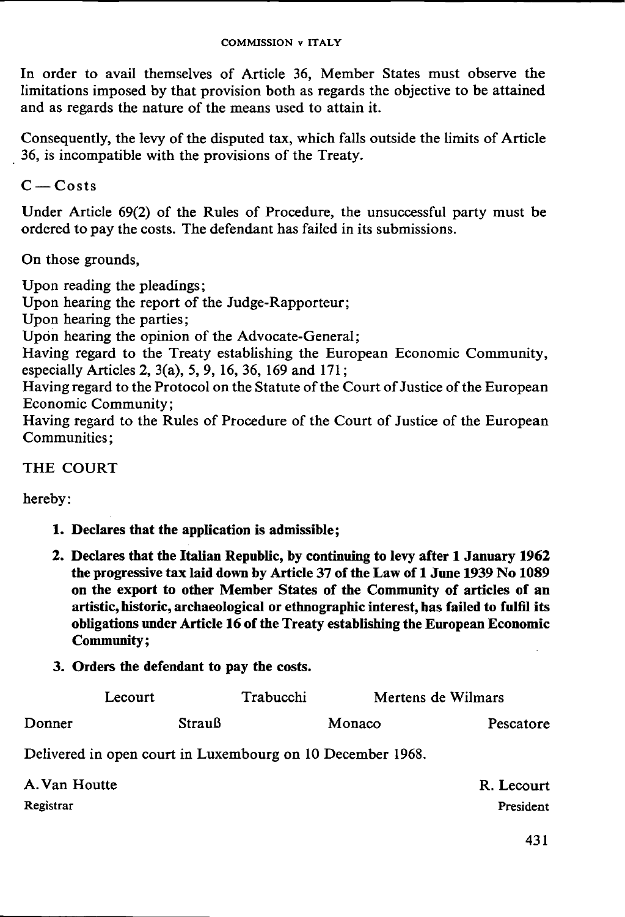In order to avail themselves of Article 36, Member States must observe the limitations imposed by that provision both as regards the objective to be attained and as regards the nature of the means used to attain it.

Consequently, the levy of the disputed tax, which falls outside the limits of Article 36, is incompatible with the provisions of the Treaty.

## C — Costs

Under Article 69(2) of the Rules of Procedure, the unsuccessful party must be ordered to pay the costs. The defendant has failed in its submissions.

On those grounds,

Upon reading the pleadings;
Upon hearing the report of the Judge-Rapporteur;
Upon hearing the parties;
Upon hearing the opinion of the Advocate-General;
Having regard to the Treaty establishing the European Economic Community, especially Articles 2, 3(a), 5, 9, 16, 36, 169 and 171;
Having regard to the Protocol on the Statute of the Court of Justice of the European Economic Community;
Having regard to the Rules of Procedure of the Court of Justice of the European Communities;

THE COURT

hereby:

1. **Declares that the application is admissible;**
2. **Declares that the Italian Republic, by continuing to levy after 1 January 1962 the progressive tax laid down by Article 37 of the Law of 1 June 1939 No 1089 on the export to other Member States of the Community of articles of an artistic, historic, archaeological or ethnographic interest, has failed to fulfil its obligations under Article 16 of the Treaty establishing the European Economic Community;**
3. **Orders the defendant to pay the costs.**

Lecourt Trabucchi Mertens de Wilmars

Donner Strauß Monaco Pescatore

Delivered in open court in Luxembourg on 10 December 1968.

A. Van Houtte
Registrar

R. Lecourt
President